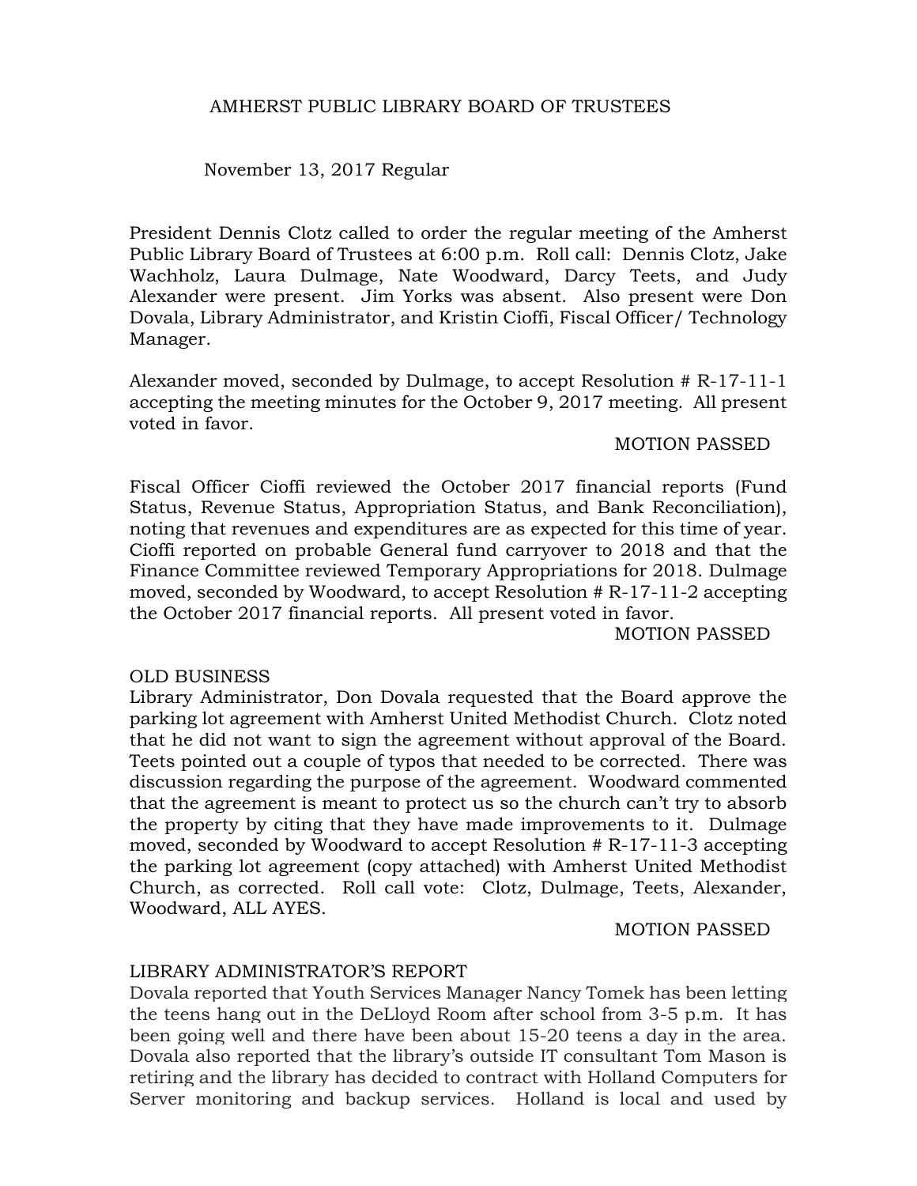# AMHERST PUBLIC LIBRARY BOARD OF TRUSTEES

November 13, 2017 Regular

President Dennis Clotz called to order the regular meeting of the Amherst Public Library Board of Trustees at 6:00 p.m. Roll call: Dennis Clotz, Jake Wachholz, Laura Dulmage, Nate Woodward, Darcy Teets, and Judy Alexander were present. Jim Yorks was absent. Also present were Don Dovala, Library Administrator, and Kristin Cioffi, Fiscal Officer/ Technology Manager.

Alexander moved, seconded by Dulmage, to accept Resolution # R-17-11-1 accepting the meeting minutes for the October 9, 2017 meeting. All present voted in favor.

MOTION PASSED

Fiscal Officer Cioffi reviewed the October 2017 financial reports (Fund Status, Revenue Status, Appropriation Status, and Bank Reconciliation), noting that revenues and expenditures are as expected for this time of year. Cioffi reported on probable General fund carryover to 2018 and that the Finance Committee reviewed Temporary Appropriations for 2018. Dulmage moved, seconded by Woodward, to accept Resolution # R-17-11-2 accepting the October 2017 financial reports. All present voted in favor.

MOTION PASSED

## OLD BUSINESS

Library Administrator, Don Dovala requested that the Board approve the parking lot agreement with Amherst United Methodist Church. Clotz noted that he did not want to sign the agreement without approval of the Board. Teets pointed out a couple of typos that needed to be corrected. There was discussion regarding the purpose of the agreement. Woodward commented that the agreement is meant to protect us so the church can't try to absorb the property by citing that they have made improvements to it. Dulmage moved, seconded by Woodward to accept Resolution # R-17-11-3 accepting the parking lot agreement (copy attached) with Amherst United Methodist Church, as corrected. Roll call vote: Clotz, Dulmage, Teets, Alexander, Woodward, ALL AYES.

MOTION PASSED

## LIBRARY ADMINISTRATOR'S REPORT

Dovala reported that Youth Services Manager Nancy Tomek has been letting the teens hang out in the DeLloyd Room after school from 3-5 p.m. It has been going well and there have been about 15-20 teens a day in the area. Dovala also reported that the library's outside IT consultant Tom Mason is retiring and the library has decided to contract with Holland Computers for Server monitoring and backup services. Holland is local and used by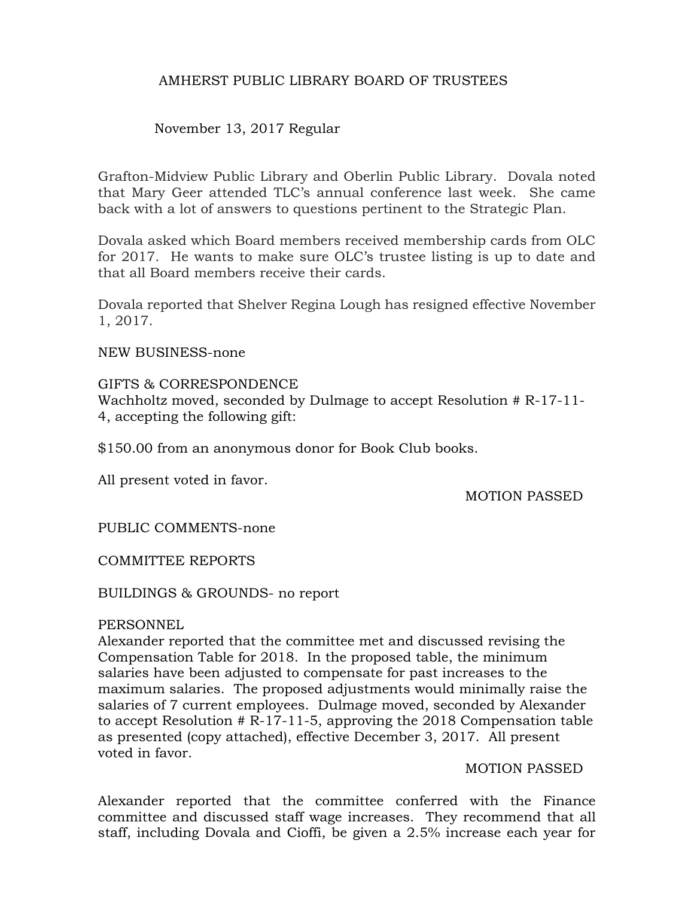AMHERST PUBLIC LIBRARY BOARD OF TRUSTEES

November 13, 2017 Regular

Grafton-Midview Public Library and Oberlin Public Library. Dovala noted that Mary Geer attended TLC's annual conference last week. She came back with a lot of answers to questions pertinent to the Strategic Plan.

Dovala asked which Board members received membership cards from OLC for 2017. He wants to make sure OLC's trustee listing is up to date and that all Board members receive their cards.

Dovala reported that Shelver Regina Lough has resigned effective November 1, 2017.

NEW BUSINESS-none

GIFTS & CORRESPONDENCE
Wachholtz moved, seconded by Dulmage to accept Resolution # R-17-11-4, accepting the following gift:

$150.00 from an anonymous donor for Book Club books.

All present voted in favor.

MOTION PASSED

PUBLIC COMMENTS-none

COMMITTEE REPORTS

BUILDINGS & GROUNDS- no report

PERSONNEL
Alexander reported that the committee met and discussed revising the Compensation Table for 2018. In the proposed table, the minimum salaries have been adjusted to compensate for past increases to the maximum salaries. The proposed adjustments would minimally raise the salaries of 7 current employees. Dulmage moved, seconded by Alexander to accept Resolution # R-17-11-5, approving the 2018 Compensation table as presented (copy attached), effective December 3, 2017. All present voted in favor.

MOTION PASSED

Alexander reported that the committee conferred with the Finance committee and discussed staff wage increases. They recommend that all staff, including Dovala and Cioffi, be given a 2.5% increase each year for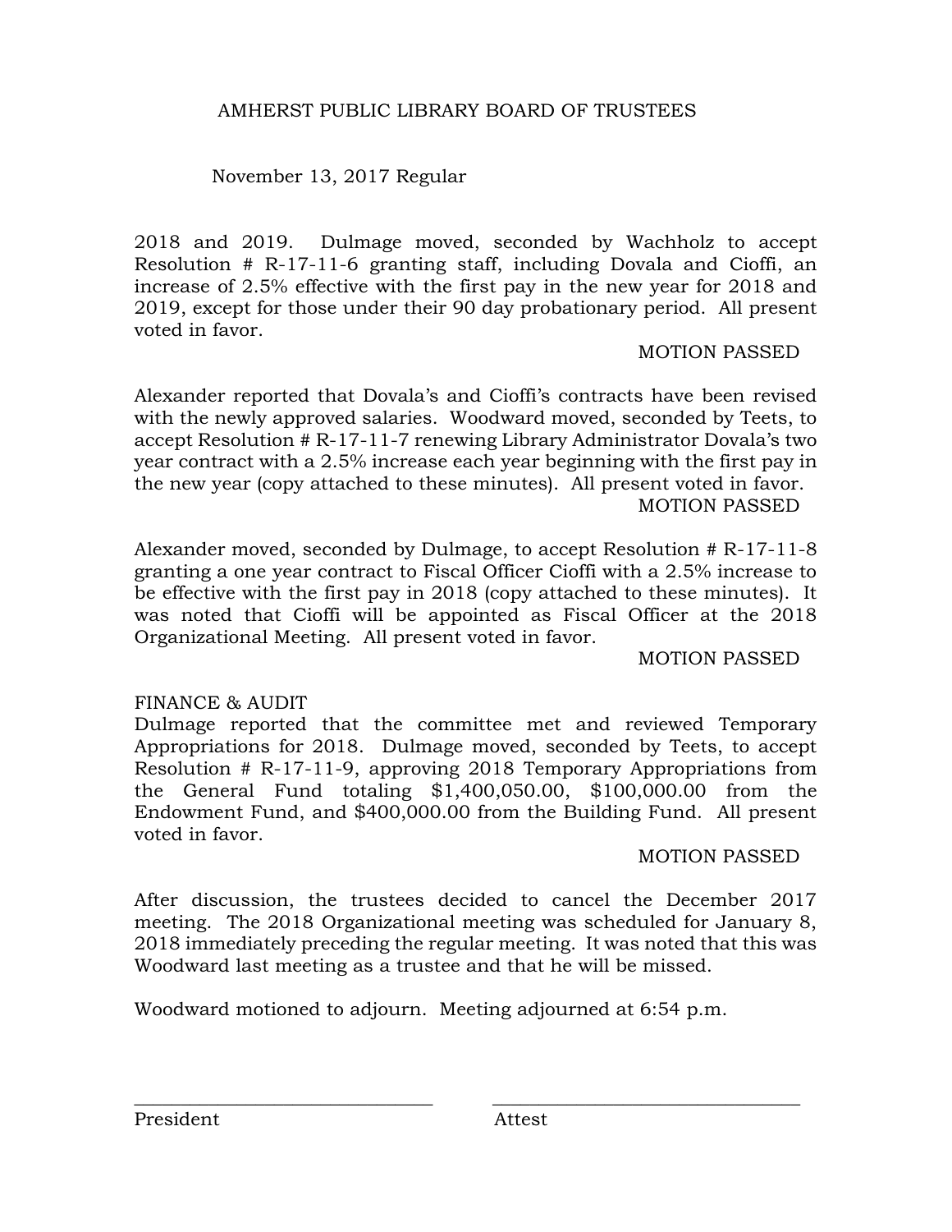AMHERST PUBLIC LIBRARY BOARD OF TRUSTEES

November 13, 2017 Regular

2018 and 2019. Dulmage moved, seconded by Wachholz to accept Resolution # R-17-11-6 granting staff, including Dovala and Cioffi, an increase of 2.5% effective with the first pay in the new year for 2018 and 2019, except for those under their 90 day probationary period. All present voted in favor.

MOTION PASSED

Alexander reported that Dovala's and Cioffi's contracts have been revised with the newly approved salaries. Woodward moved, seconded by Teets, to accept Resolution # R-17-11-7 renewing Library Administrator Dovala's two year contract with a 2.5% increase each year beginning with the first pay in the new year (copy attached to these minutes). All present voted in favor.

MOTION PASSED

Alexander moved, seconded by Dulmage, to accept Resolution # R-17-11-8 granting a one year contract to Fiscal Officer Cioffi with a 2.5% increase to be effective with the first pay in 2018 (copy attached to these minutes). It was noted that Cioffi will be appointed as Fiscal Officer at the 2018 Organizational Meeting. All present voted in favor.

MOTION PASSED

FINANCE & AUDIT

Dulmage reported that the committee met and reviewed Temporary Appropriations for 2018. Dulmage moved, seconded by Teets, to accept Resolution # R-17-11-9, approving 2018 Temporary Appropriations from the General Fund totaling $1,400,050.00, $100,000.00 from the Endowment Fund, and $400,000.00 from the Building Fund. All present voted in favor.

MOTION PASSED

After discussion, the trustees decided to cancel the December 2017 meeting. The 2018 Organizational meeting was scheduled for January 8, 2018 immediately preceding the regular meeting. It was noted that this was Woodward last meeting as a trustee and that he will be missed.

Woodward motioned to adjourn. Meeting adjourned at 6:54 p.m.

\_\_\_\_\_\_\_\_\_\_\_\_\_\_\_\_\_\_\_\_\_\_\_\_\_\_\_\_ \_\_\_\_\_\_\_\_\_\_\_\_\_\_\_\_\_\_\_\_\_\_\_\_\_\_\_\_

President Attest